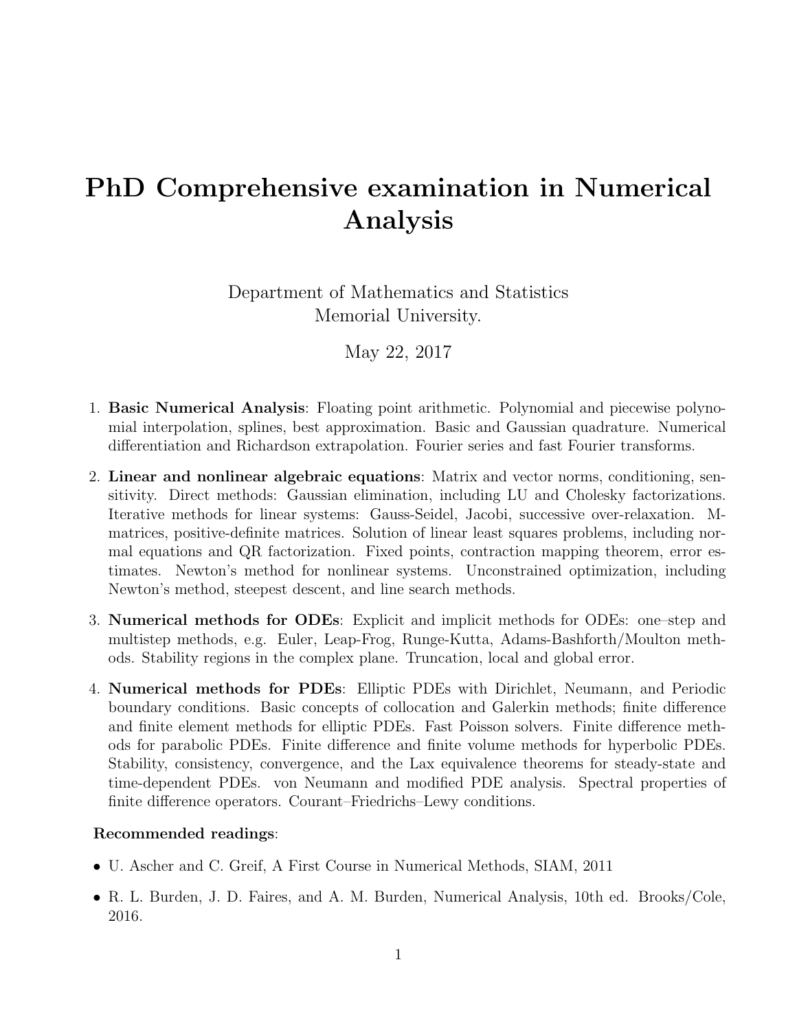# PhD Comprehensive examination in Numerical Analysis

Department of Mathematics and Statistics
Memorial University.

May 22, 2017

1. **Basic Numerical Analysis**: Floating point arithmetic. Polynomial and piecewise polynomial interpolation, splines, best approximation. Basic and Gaussian quadrature. Numerical differentiation and Richardson extrapolation. Fourier series and fast Fourier transforms.

2. **Linear and nonlinear algebraic equations**: Matrix and vector norms, conditioning, sensitivity. Direct methods: Gaussian elimination, including LU and Cholesky factorizations. Iterative methods for linear systems: Gauss-Seidel, Jacobi, successive over-relaxation. M-matrices, positive-definite matrices. Solution of linear least squares problems, including normal equations and QR factorization. Fixed points, contraction mapping theorem, error estimates. Newton's method for nonlinear systems. Unconstrained optimization, including Newton's method, steepest descent, and line search methods.

3. **Numerical methods for ODEs**: Explicit and implicit methods for ODEs: one–step and multistep methods, e.g. Euler, Leap-Frog, Runge-Kutta, Adams-Bashforth/Moulton methods. Stability regions in the complex plane. Truncation, local and global error.

4. **Numerical methods for PDEs**: Elliptic PDEs with Dirichlet, Neumann, and Periodic boundary conditions. Basic concepts of collocation and Galerkin methods; finite difference and finite element methods for elliptic PDEs. Fast Poisson solvers. Finite difference methods for parabolic PDEs. Finite difference and finite volume methods for hyperbolic PDEs. Stability, consistency, convergence, and the Lax equivalence theorems for steady-state and time-dependent PDEs. von Neumann and modified PDE analysis. Spectral properties of finite difference operators. Courant–Friedrichs–Lewy conditions.

**Recommended readings**:

- U. Ascher and C. Greif, A First Course in Numerical Methods, SIAM, 2011
- R. L. Burden, J. D. Faires, and A. M. Burden, Numerical Analysis, 10th ed. Brooks/Cole, 2016.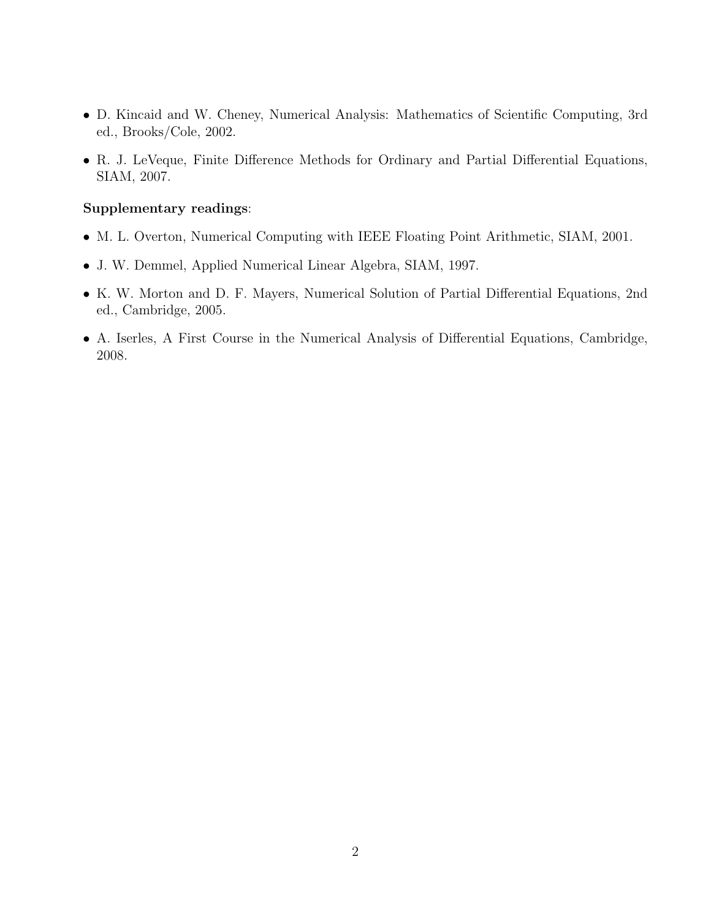- D. Kincaid and W. Cheney, Numerical Analysis: Mathematics of Scientific Computing, 3rd ed., Brooks/Cole, 2002.
- R. J. LeVeque, Finite Difference Methods for Ordinary and Partial Differential Equations, SIAM, 2007.

**Supplementary readings**:

- M. L. Overton, Numerical Computing with IEEE Floating Point Arithmetic, SIAM, 2001.
- J. W. Demmel, Applied Numerical Linear Algebra, SIAM, 1997.
- K. W. Morton and D. F. Mayers, Numerical Solution of Partial Differential Equations, 2nd ed., Cambridge, 2005.
- A. Iserles, A First Course in the Numerical Analysis of Differential Equations, Cambridge, 2008.